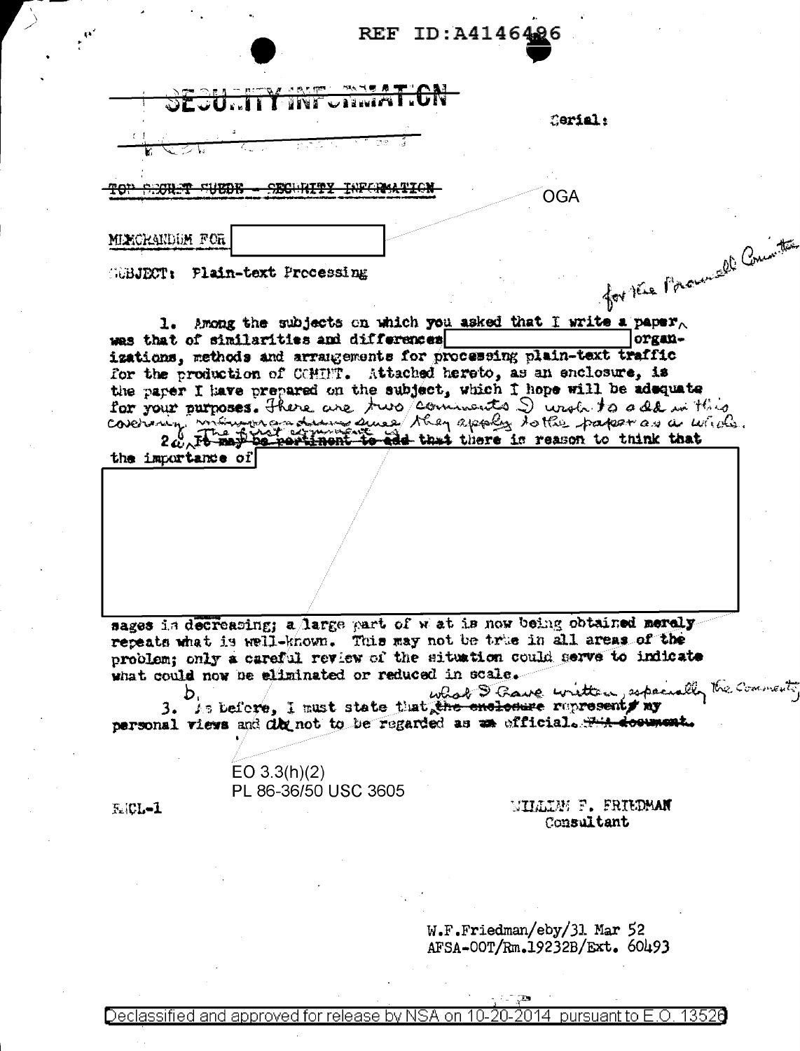REF ID:A4146496

~~SECURITY INFORMATION~~

Serial:

~~TOP SECRET SUEDE - SECURITY INFORMATION~~

OGA

MEMORANDUM FOR [redacted]

SUBJECT: Plain-text Processing

*for the Bronwell Committee*

1. Among the subjects on which you asked that I write a paper *for the Bronwell Committee* was that of similarities and differences [redacted] organizations, methods and arrangements for processing plain-text traffic for the production of COMINT. Attached hereto, as an enclosure, is the paper I have prepared on the subject, which I hope will be adequate for your purposes. *There are two comments I wish to add in this covering memorandum since they apply to the paper as a whole.*

2 *a.* *The first comment is* ~~It may be pertinent to add~~ that there is reason to think that the importance of [redacted]

sages is decreasing; a large part of what is now being obtained merely repeats what is well-known. This may not be true in all areas of the problem; only a careful review of the situation could serve to indicate what could now be eliminated or reduced in scale.

*b.* ~~3.~~ As before, I must state that *what I have written, especially the comments,* ~~the enclosure~~ represent~~s~~ my personal views and are not to be regarded as ~~an~~ official. ~~AFSA document.~~

EO 3.3(h)(2)
PL 86-36/50 USC 3605

ENCL-1

WILLIAM F. FRIEDMAN
Consultant

W.F.Friedman/eby/31 Mar 52
AFSA-00T/Rm.19232B/Ext. 60493

Declassified and approved for release by NSA on 10-20-2014 pursuant to E.O. 13526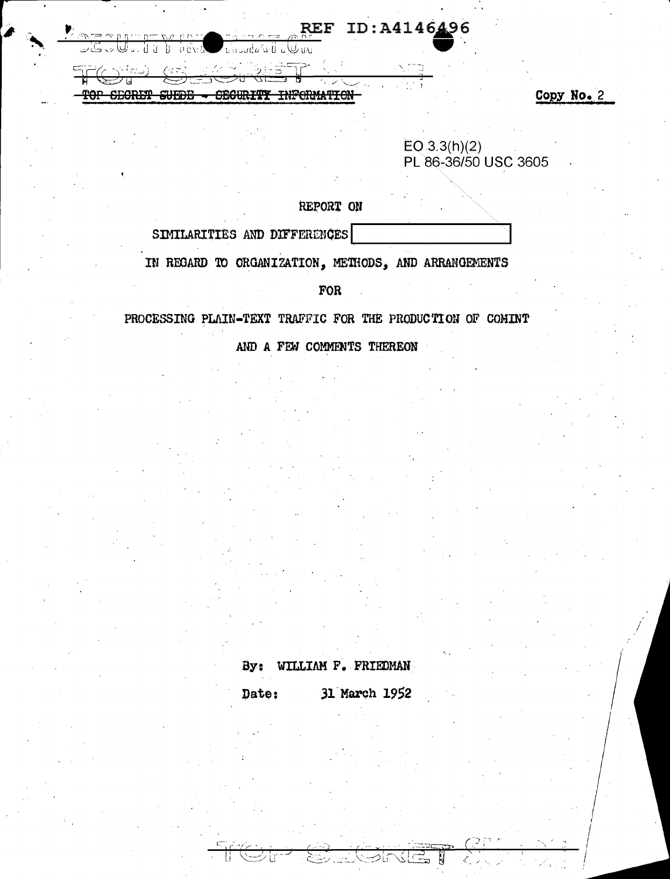SECURITY INFORMATION

TOP SECRET

~~TOP SECRET SUEDE - SECURITY INFORMATION~~

Copy No. 2

EO 3.3(h)(2)
PL 86-36/50 USC 3605

REPORT ON

SIMILARITIES AND DIFFERENCES [ ]

IN REGARD TO ORGANIZATION, METHODS, AND ARRANGEMENTS

FOR

PROCESSING PLAIN-TEXT TRAFFIC FOR THE PRODUCTION OF COMINT

AND A FEW COMMENTS THEREON

By: WILLIAM F. FRIEDMAN

Date: 31 March 1952

TOP SECRET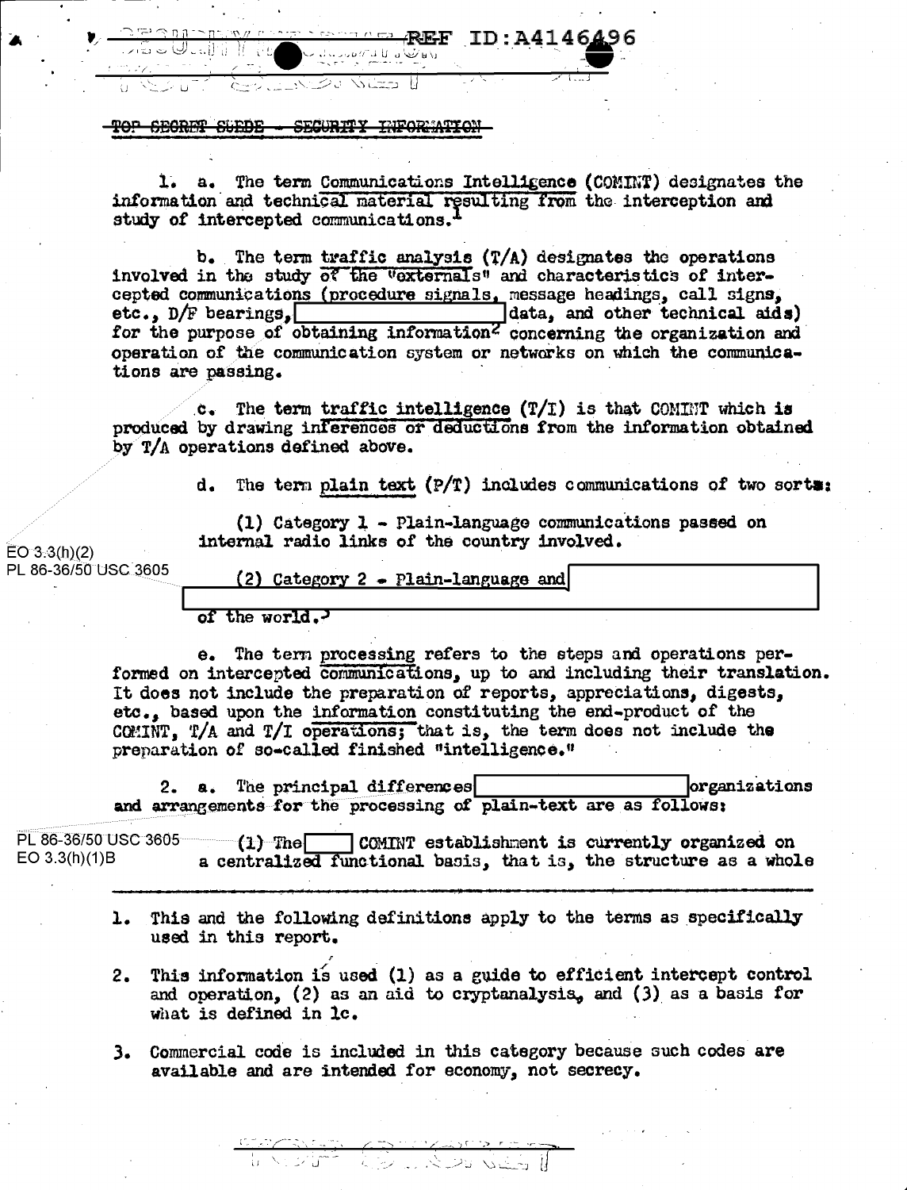~~TOP SECRET SUEDE - SECURITY INFORMATION~~

1. a. The term Communications Intelligence (COMINT) designates the information and technical material resulting from the interception and study of intercepted communications.[1]

b. The term traffic analysis (T/A) designates the operations involved in the study of the "externals" and characteristics of intercepted communications (procedure signals, message headings, call signs, etc., D/F bearings, [redacted] data, and other technical aids) for the purpose of obtaining information[2] concerning the organization and operation of the communication system or networks on which the communications are passing.

c. The term traffic intelligence (T/I) is that COMINT which is produced by drawing inferences or deductions from the information obtained by T/A operations defined above.

d. The term plain text (P/T) includes communications of two sorts:

(1) Category 1 - Plain-language communications passed on internal radio links of the country involved.

EO 3.3(h)(2)
PL 86-36/50 USC 3605

(2) Category 2 - Plain-language and [redacted] of the world.[3]

e. The term processing refers to the steps and operations performed on intercepted communications, up to and including their translation. It does not include the preparation of reports, appreciations, digests, etc., based upon the information constituting the end-product of the COMINT, T/A and T/I operations; that is, the term does not include the preparation of so-called finished "intelligence."

2. a. The principal differences [redacted] organizations and arrangements for the processing of plain-text are as follows:

PL 86-36/50 USC 3605
EO 3.3(h)(1)B

(1) The [redacted] COMINT establishment is currently organized on a centralized functional basis, that is, the structure as a whole

---

1. This and the following definitions apply to the terms as specifically used in this report.

2. This information is used (1) as a guide to efficient intercept control and operation, (2) as an aid to cryptanalysis, and (3) as a basis for what is defined in 1c.

3. Commercial code is included in this category because such codes are available and are intended for economy, not secrecy.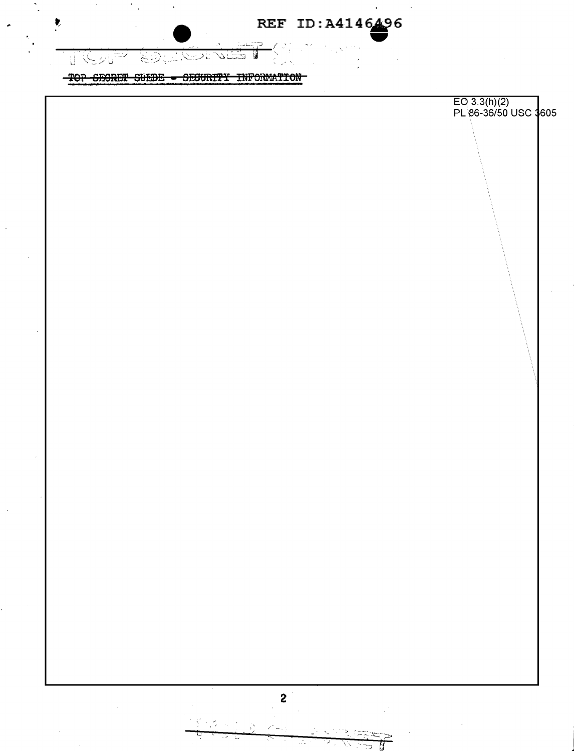REF ID:A4146496

~~TOP SECRET~~

~~TOP SECRET SUEDE - SECURITY INFORMATION~~

EO 3.3(h)(2)
PL 86-36/50 USC 3605

~~TOP SECRET~~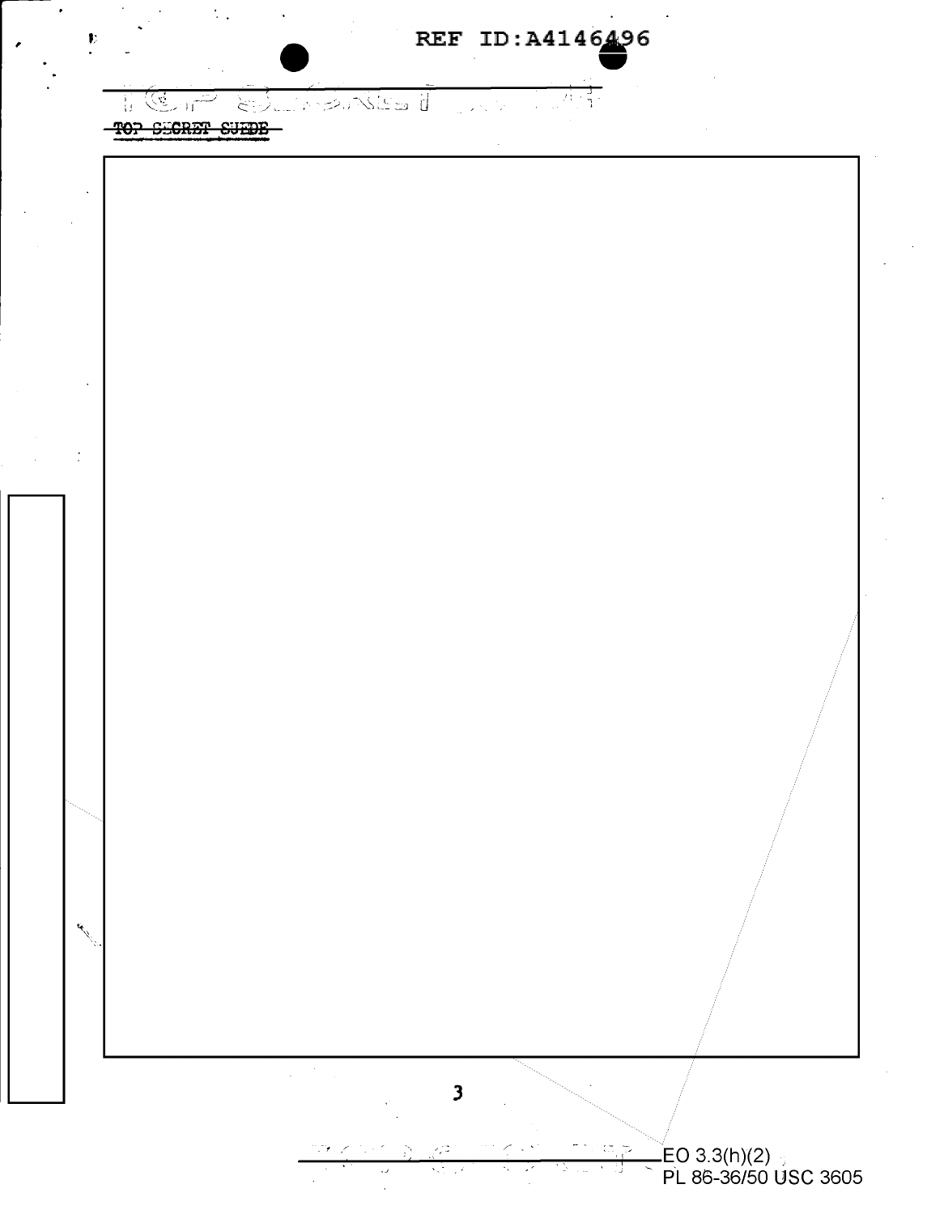TOP SECRET SUEDE

EO 3.3(h)(2)
PL 86-36/50 USC 3605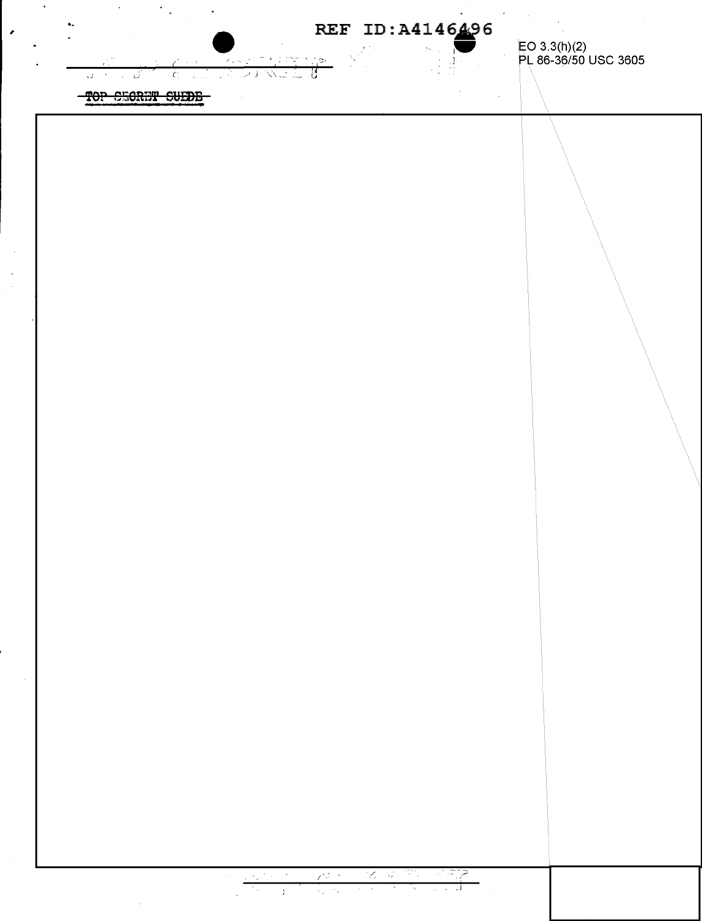EO 3.3(h)(2)
PL 86-36/50 USC 3605

~~TOP SECRET SUEDE~~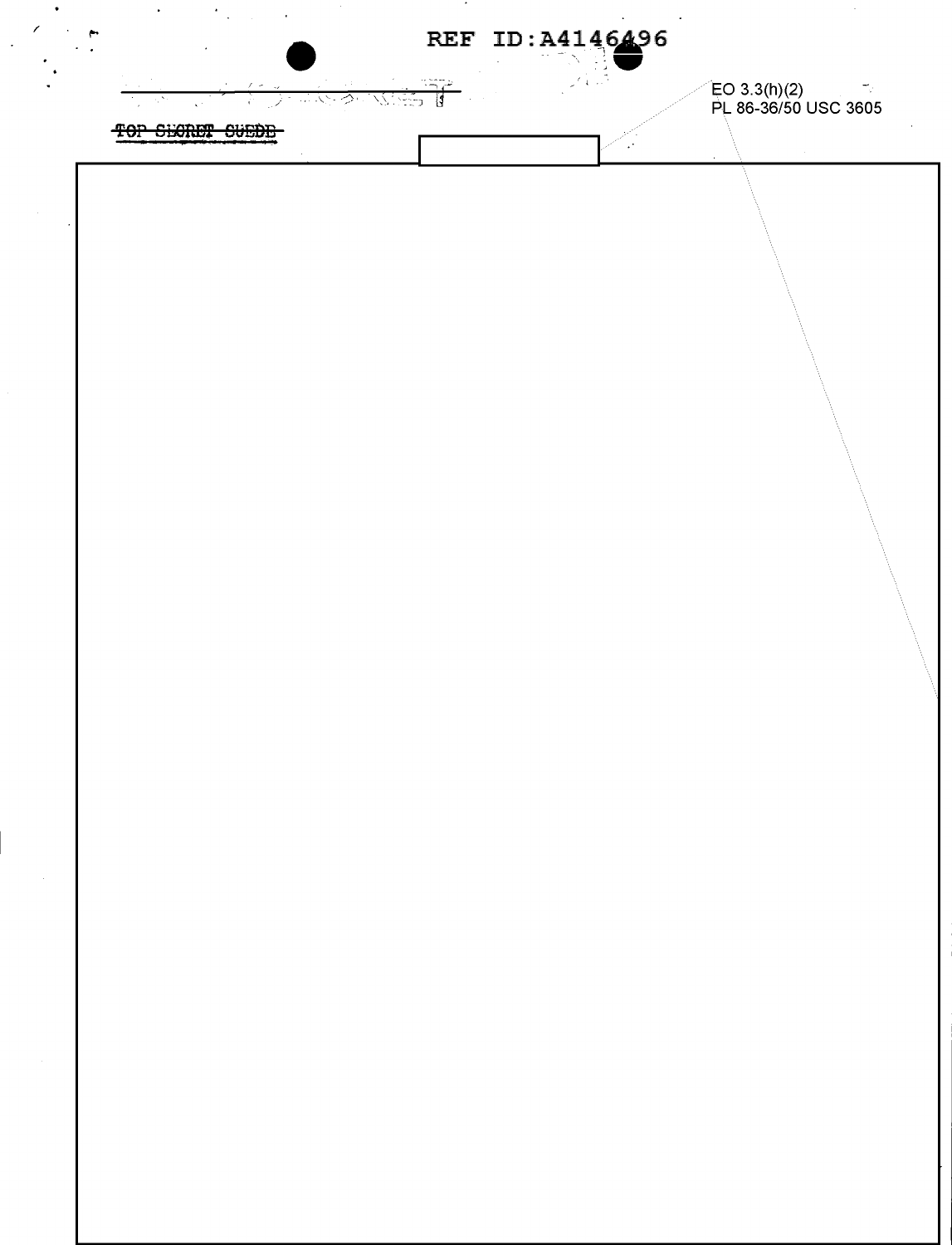REF ID:A4146496

~~TOP SECRET SUEDE~~

EO 3.3(h)(2)
PL 86-36/50 USC 3605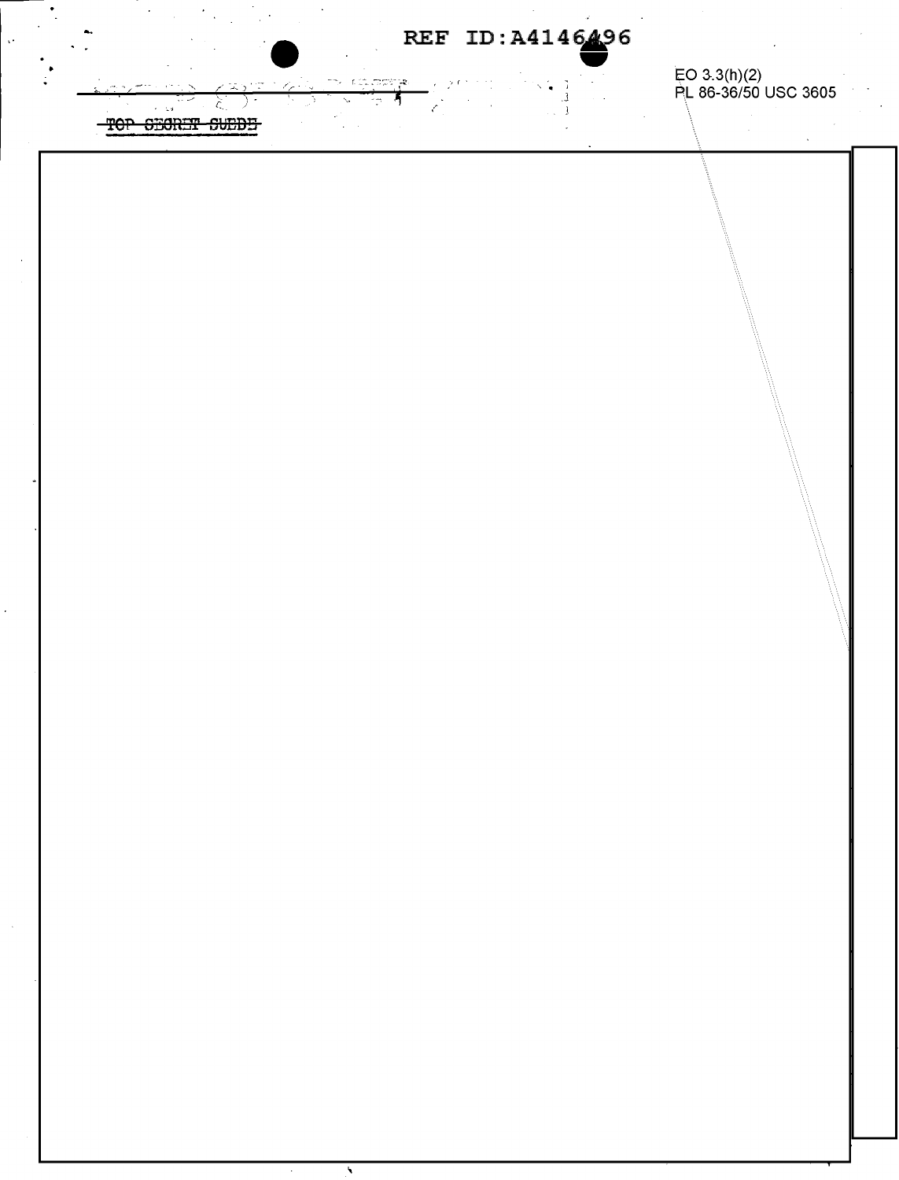REF ID:A4146496

EO 3.3(h)(2)
PL 86-36/50 USC 3605

~~TOP SECRET SUEDE~~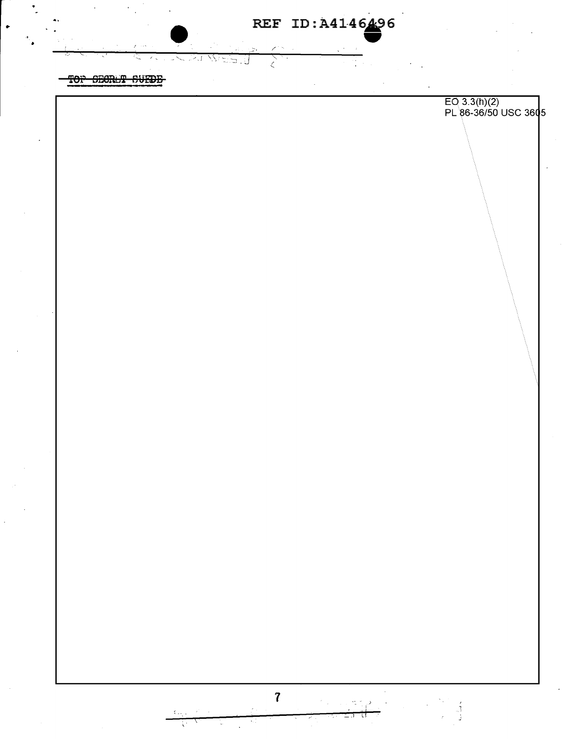TOP SECRET SUEDE

EO 3.3(h)(2)
PL 86-36/50 USC 3605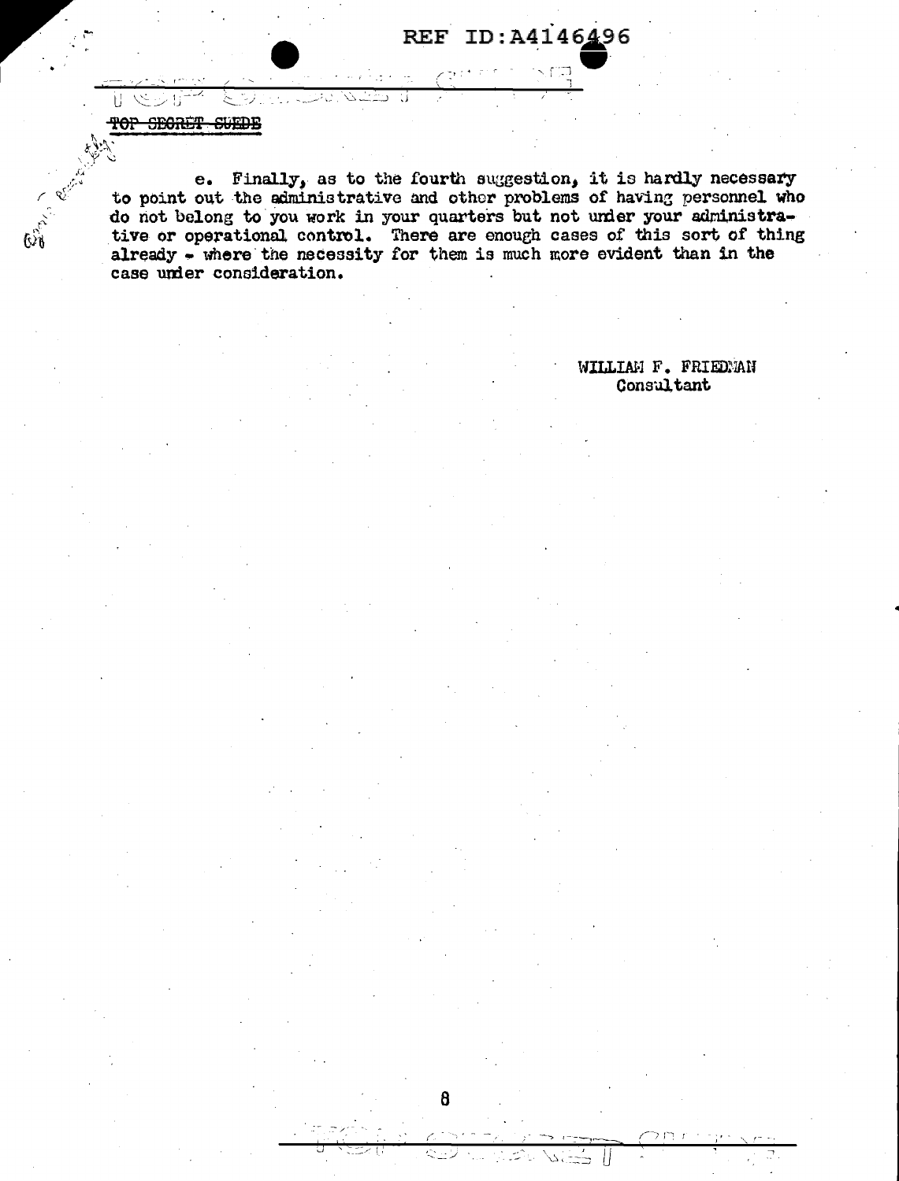TOP SECRET SUEDE

e. Finally, as to the fourth suggestion, it is hardly necessary to point out the administrative and other problems of having personnel who do not belong to you work in your quarters but not under your administrative or operational control. There are enough cases of this sort of thing already - where the necessity for them is much more evident than in the case under consideration.

WILLIAM F. FRIEDMAN
Consultant